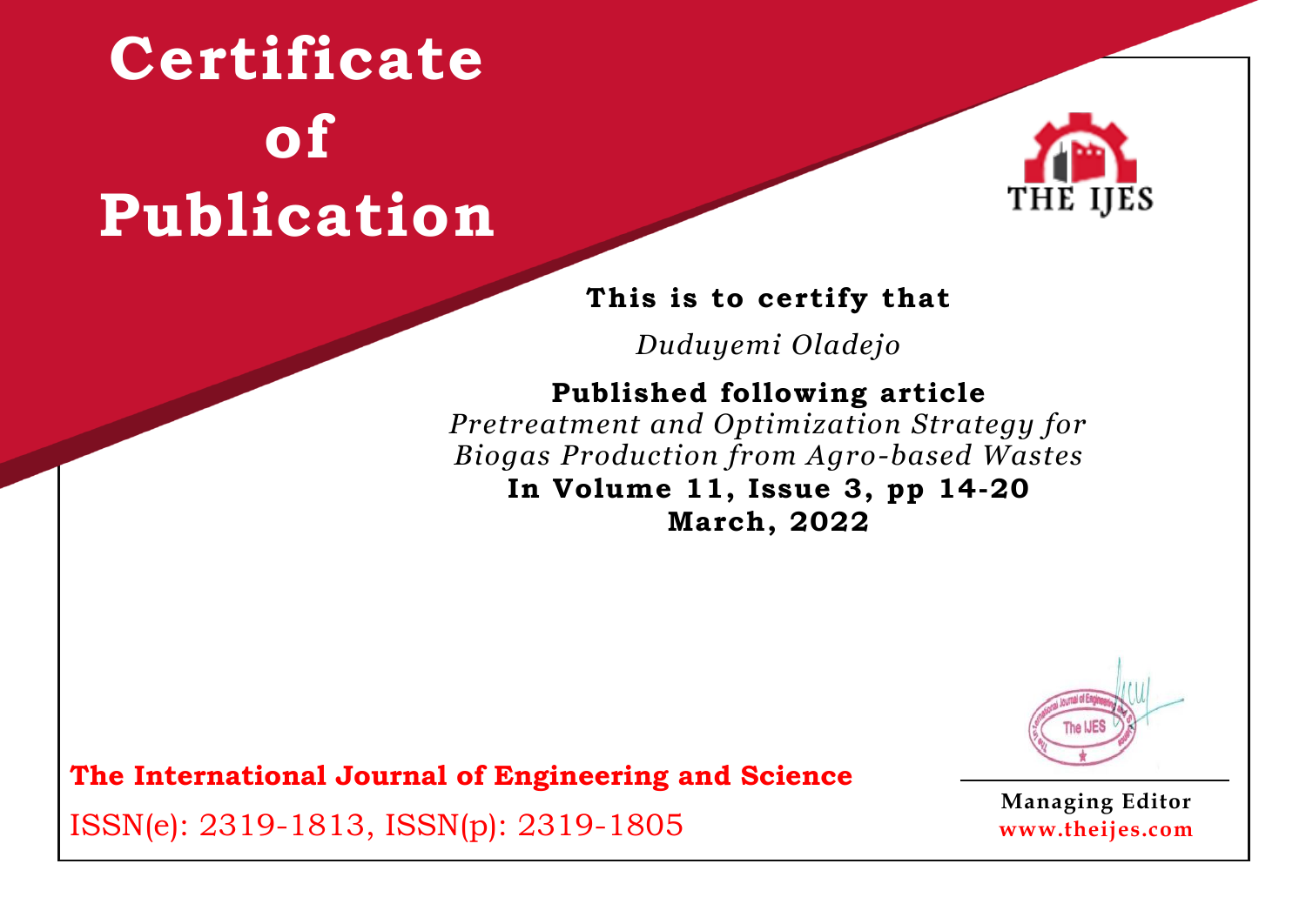# Certificate of Publication

THE IJES

**This is to certify that**

*Duduyemi Oladejo*

**Published following article**

*Pretreatment and Optimization Strategy for Biogas Production from Agro-based Wastes*

**In Volume 11, Issue 3, pp 14-20**

**March, 2022**

**The International Journal of Engineering and Science**

ISSN(e): 2319-1813, ISSN(p): 2319-1805

**Managing Editor**

**www.theijes.com**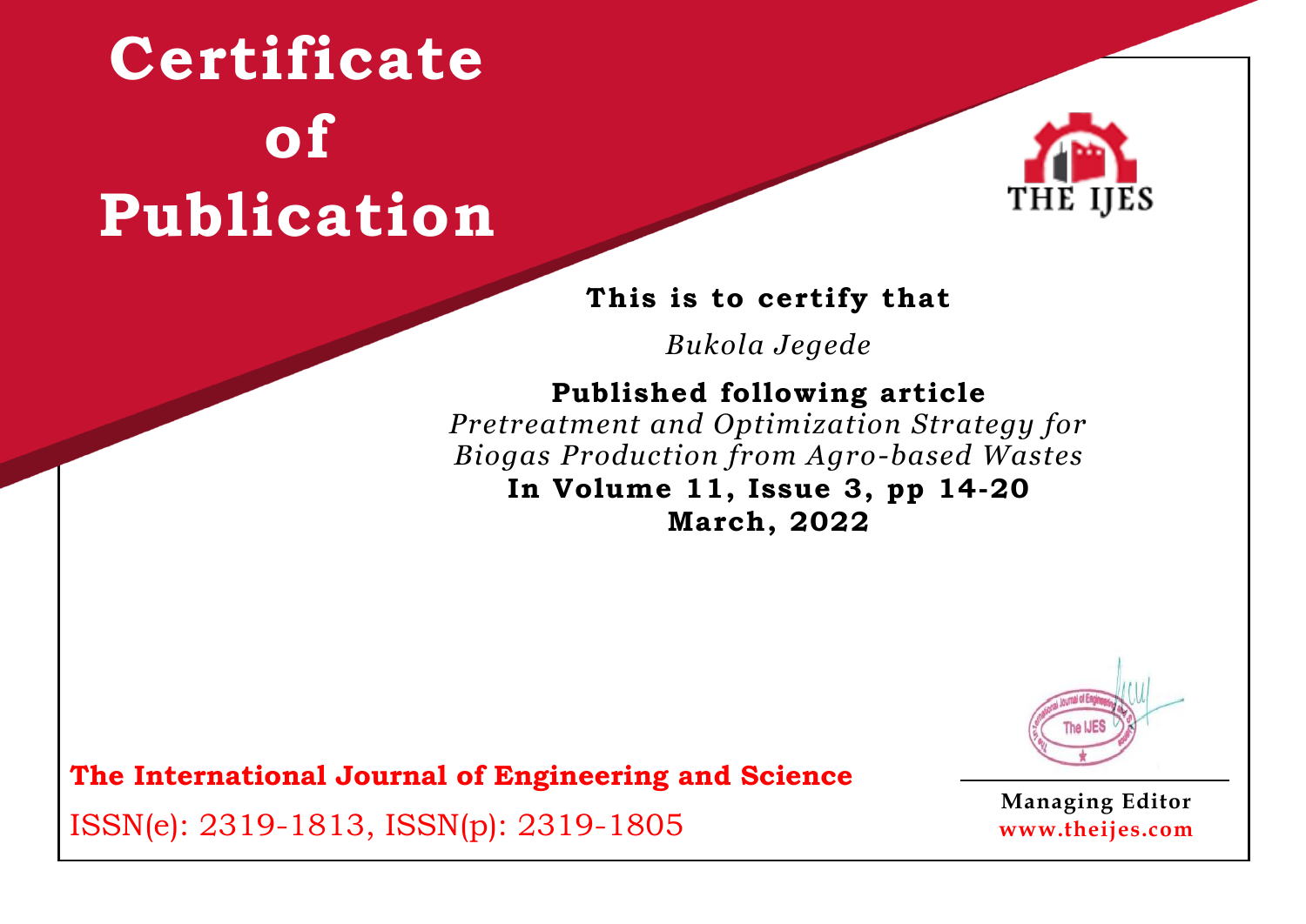# Certificate of Publication

THE IJES

**This is to certify that**

*Bukola Jegede*

**Published following article**

*Pretreatment and Optimization Strategy for Biogas Production from Agro-based Wastes*

**In Volume 11, Issue 3, pp 14-20**

**March, 2022**

**The International Journal of Engineering and Science**

ISSN(e): 2319-1813, ISSN(p): 2319-1805

**Managing Editor**

**www.theijes.com**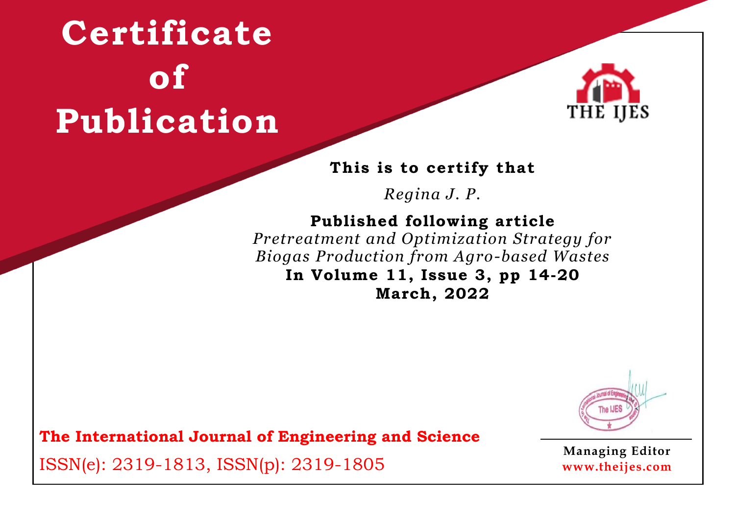# Certificate of Publication

THE IJES

**This is to certify that**

*Regina J. P.*

**Published following article**

*Pretreatment and Optimization Strategy for Biogas Production from Agro-based Wastes*

**In Volume 11, Issue 3, pp 14-20**

**March, 2022**

**The International Journal of Engineering and Science**

ISSN(e): 2319-1813, ISSN(p): 2319-1805

**Managing Editor**

**www.theijes.com**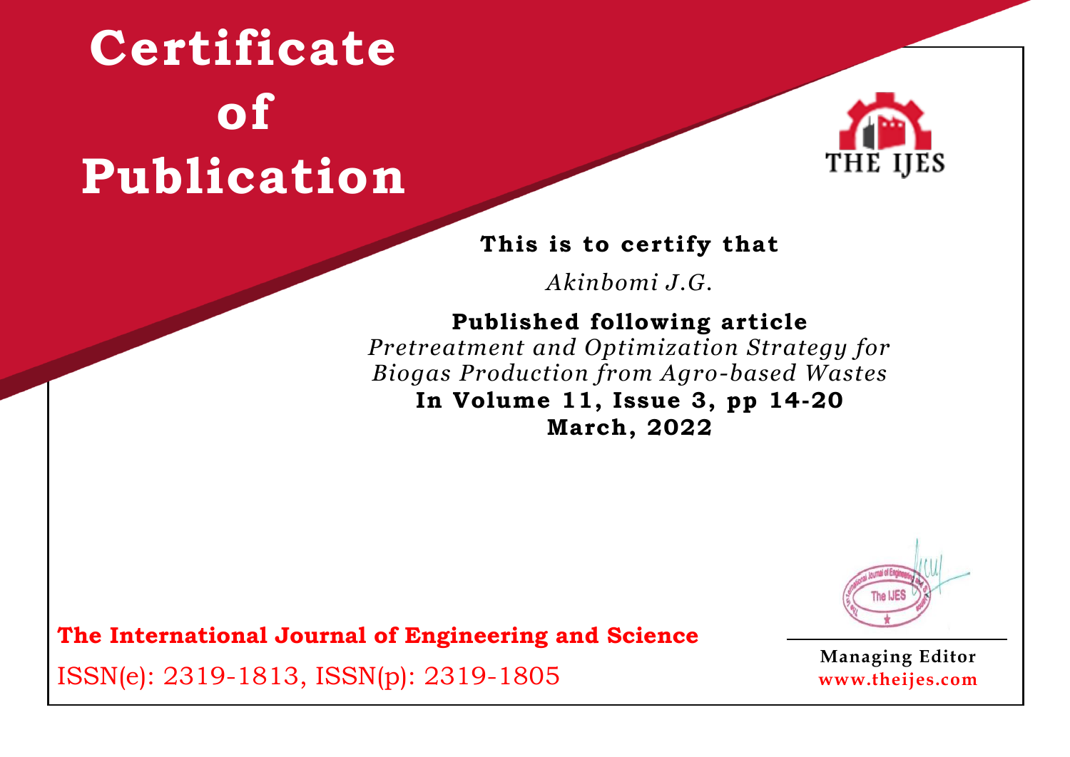# Certificate of Publication

THE IJES

**This is to certify that**

*Akinbomi J.G.*

**Published following article**

*Pretreatment and Optimization Strategy for Biogas Production from Agro-based Wastes*

**In Volume 11, Issue 3, pp 14-20**

**March, 2022**

**The International Journal of Engineering and Science**

ISSN(e): 2319-1813, ISSN(p): 2319-1805

**Managing Editor**

**www.theijes.com**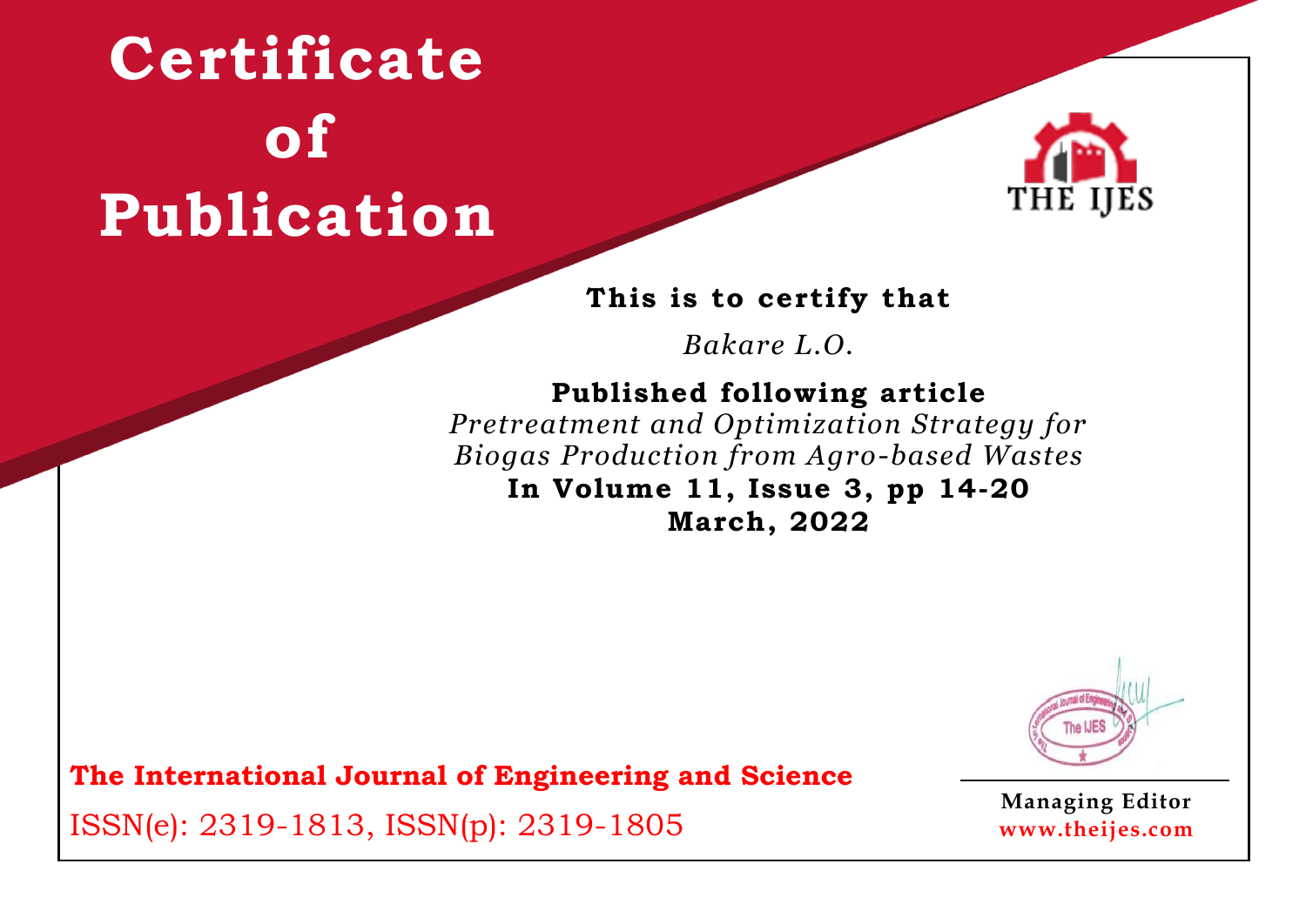# Certificate of Publication

THE IJES

**This is to certify that**

*Bakare L.O.*

**Published following article**

*Pretreatment and Optimization Strategy for Biogas Production from Agro-based Wastes*

**In Volume 11, Issue 3, pp 14-20**

**March, 2022**

**The International Journal of Engineering and Science**

ISSN(e): 2319-1813, ISSN(p): 2319-1805

**Managing Editor**

**www.theijes.com**